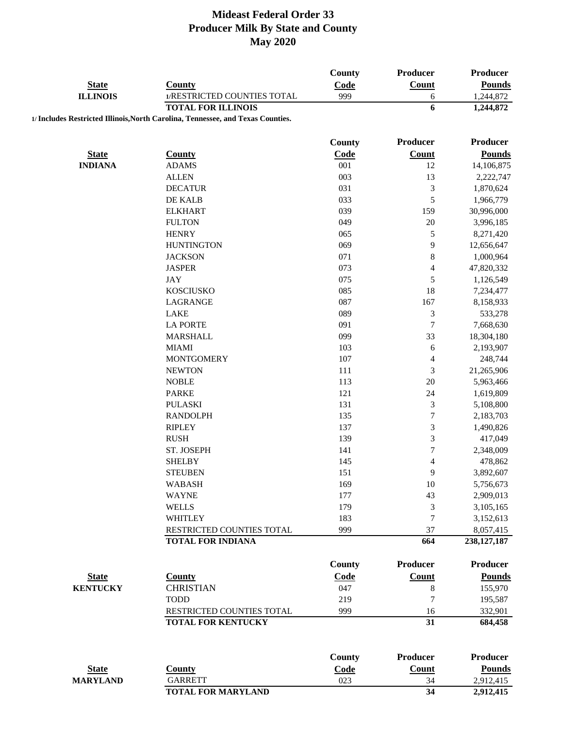# Mideast Federal Order 33
# Producer Milk By State and County
# May 2020

| State | County | County Code | Producer Count | Producer Pounds |
|---|---|---|---|---|
| ILLINOIS | 1/RESTRICTED COUNTIES TOTAL | 999 | 6 | 1,244,872 |
| | **TOTAL FOR ILLINOIS** | | **6** | **1,244,872** |

**1/ Includes Restricted Illinois,North Carolina, Tennessee, and Texas Counties.**

| State | County | County Code | Producer Count | Producer Pounds |
|---|---|---|---|---|
| INDIANA | ADAMS | 001 | 12 | 14,106,875 |
| | ALLEN | 003 | 13 | 2,222,747 |
| | DECATUR | 031 | 3 | 1,870,624 |
| | DE KALB | 033 | 5 | 1,966,779 |
| | ELKHART | 039 | 159 | 30,996,000 |
| | FULTON | 049 | 20 | 3,996,185 |
| | HENRY | 065 | 5 | 8,271,420 |
| | HUNTINGTON | 069 | 9 | 12,656,647 |
| | JACKSON | 071 | 8 | 1,000,964 |
| | JASPER | 073 | 4 | 47,820,332 |
| | JAY | 075 | 5 | 1,126,549 |
| | KOSCIUSKO | 085 | 18 | 7,234,477 |
| | LAGRANGE | 087 | 167 | 8,158,933 |
| | LAKE | 089 | 3 | 533,278 |
| | LA PORTE | 091 | 7 | 7,668,630 |
| | MARSHALL | 099 | 33 | 18,304,180 |
| | MIAMI | 103 | 6 | 2,193,907 |
| | MONTGOMERY | 107 | 4 | 248,744 |
| | NEWTON | 111 | 3 | 21,265,906 |
| | NOBLE | 113 | 20 | 5,963,466 |
| | PARKE | 121 | 24 | 1,619,809 |
| | PULASKI | 131 | 3 | 5,108,800 |
| | RANDOLPH | 135 | 7 | 2,183,703 |
| | RIPLEY | 137 | 3 | 1,490,826 |
| | RUSH | 139 | 3 | 417,049 |
| | ST. JOSEPH | 141 | 7 | 2,348,009 |
| | SHELBY | 145 | 4 | 478,862 |
| | STEUBEN | 151 | 9 | 3,892,607 |
| | WABASH | 169 | 10 | 5,756,673 |
| | WAYNE | 177 | 43 | 2,909,013 |
| | WELLS | 179 | 3 | 3,105,165 |
| | WHITLEY | 183 | 7 | 3,152,613 |
| | RESTRICTED COUNTIES TOTAL | 999 | 37 | 8,057,415 |
| | **TOTAL FOR INDIANA** | | **664** | **238,127,187** |

| State | County | County Code | Producer Count | Producer Pounds |
|---|---|---|---|---|
| KENTUCKY | CHRISTIAN | 047 | 8 | 155,970 |
| | TODD | 219 | 7 | 195,587 |
| | RESTRICTED COUNTIES TOTAL | 999 | 16 | 332,901 |
| | **TOTAL FOR KENTUCKY** | | **31** | **684,458** |

| State | County | County Code | Producer Count | Producer Pounds |
|---|---|---|---|---|
| MARYLAND | GARRETT | 023 | 34 | 2,912,415 |
| | **TOTAL FOR MARYLAND** | | **34** | **2,912,415** |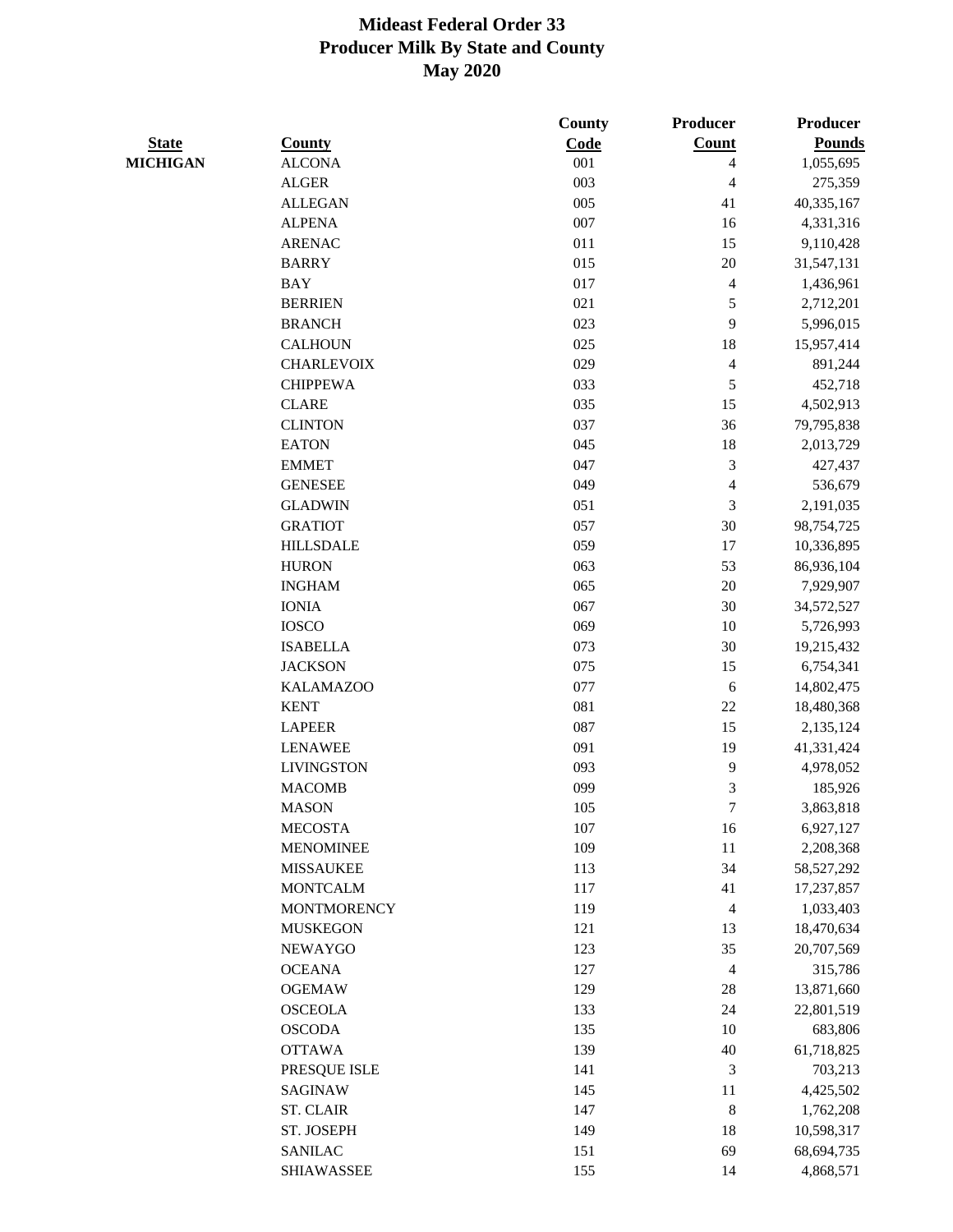# Mideast Federal Order 33
## Producer Milk By State and County
## May 2020

| State | County | County Code | Producer Count | Producer Pounds |
|---|---|---|---|---|
| MICHIGAN | ALCONA | 001 | 4 | 1,055,695 |
| | ALGER | 003 | 4 | 275,359 |
| | ALLEGAN | 005 | 41 | 40,335,167 |
| | ALPENA | 007 | 16 | 4,331,316 |
| | ARENAC | 011 | 15 | 9,110,428 |
| | BARRY | 015 | 20 | 31,547,131 |
| | BAY | 017 | 4 | 1,436,961 |
| | BERRIEN | 021 | 5 | 2,712,201 |
| | BRANCH | 023 | 9 | 5,996,015 |
| | CALHOUN | 025 | 18 | 15,957,414 |
| | CHARLEVOIX | 029 | 4 | 891,244 |
| | CHIPPEWA | 033 | 5 | 452,718 |
| | CLARE | 035 | 15 | 4,502,913 |
| | CLINTON | 037 | 36 | 79,795,838 |
| | EATON | 045 | 18 | 2,013,729 |
| | EMMET | 047 | 3 | 427,437 |
| | GENESEE | 049 | 4 | 536,679 |
| | GLADWIN | 051 | 3 | 2,191,035 |
| | GRATIOT | 057 | 30 | 98,754,725 |
| | HILLSDALE | 059 | 17 | 10,336,895 |
| | HURON | 063 | 53 | 86,936,104 |
| | INGHAM | 065 | 20 | 7,929,907 |
| | IONIA | 067 | 30 | 34,572,527 |
| | IOSCO | 069 | 10 | 5,726,993 |
| | ISABELLA | 073 | 30 | 19,215,432 |
| | JACKSON | 075 | 15 | 6,754,341 |
| | KALAMAZOO | 077 | 6 | 14,802,475 |
| | KENT | 081 | 22 | 18,480,368 |
| | LAPEER | 087 | 15 | 2,135,124 |
| | LENAWEE | 091 | 19 | 41,331,424 |
| | LIVINGSTON | 093 | 9 | 4,978,052 |
| | MACOMB | 099 | 3 | 185,926 |
| | MASON | 105 | 7 | 3,863,818 |
| | MECOSTA | 107 | 16 | 6,927,127 |
| | MENOMINEE | 109 | 11 | 2,208,368 |
| | MISSAUKEE | 113 | 34 | 58,527,292 |
| | MONTCALM | 117 | 41 | 17,237,857 |
| | MONTMORENCY | 119 | 4 | 1,033,403 |
| | MUSKEGON | 121 | 13 | 18,470,634 |
| | NEWAYGO | 123 | 35 | 20,707,569 |
| | OCEANA | 127 | 4 | 315,786 |
| | OGEMAW | 129 | 28 | 13,871,660 |
| | OSCEOLA | 133 | 24 | 22,801,519 |
| | OSCODA | 135 | 10 | 683,806 |
| | OTTAWA | 139 | 40 | 61,718,825 |
| | PRESQUE ISLE | 141 | 3 | 703,213 |
| | SAGINAW | 145 | 11 | 4,425,502 |
| | ST. CLAIR | 147 | 8 | 1,762,208 |
| | ST. JOSEPH | 149 | 18 | 10,598,317 |
| | SANILAC | 151 | 69 | 68,694,735 |
| | SHIAWASSEE | 155 | 14 | 4,868,571 |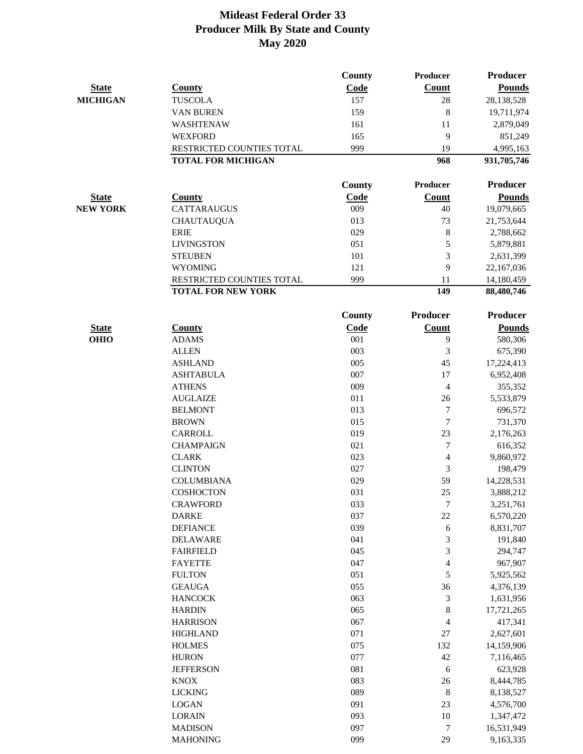# Mideast Federal Order 33
## Producer Milk By State and County
## May 2020

| State | County | County Code | Producer Count | Producer Pounds |
|---|---|---|---|---|
| **MICHIGAN** | TUSCOLA | 157 | 28 | 28,138,528 |
| | VAN BUREN | 159 | 8 | 19,711,974 |
| | WASHTENAW | 161 | 11 | 2,879,049 |
| | WEXFORD | 165 | 9 | 851,249 |
| | RESTRICTED COUNTIES TOTAL | 999 | 19 | 4,995,163 |
| | **TOTAL FOR MICHIGAN** | | **968** | **931,705,746** |

| State | County | County Code | Producer Count | Producer Pounds |
|---|---|---|---|---|
| **NEW YORK** | CATTARAUGUS | 009 | 40 | 19,079,665 |
| | CHAUTAUQUA | 013 | 73 | 21,753,644 |
| | ERIE | 029 | 8 | 2,788,662 |
| | LIVINGSTON | 051 | 5 | 5,879,881 |
| | STEUBEN | 101 | 3 | 2,631,399 |
| | WYOMING | 121 | 9 | 22,167,036 |
| | RESTRICTED COUNTIES TOTAL | 999 | 11 | 14,180,459 |
| | **TOTAL FOR NEW YORK** | | **149** | **88,480,746** |

| State | County | County Code | Producer Count | Producer Pounds |
|---|---|---|---|---|
| **OHIO** | ADAMS | 001 | 9 | 580,306 |
| | ALLEN | 003 | 3 | 675,390 |
| | ASHLAND | 005 | 45 | 17,224,413 |
| | ASHTABULA | 007 | 17 | 6,952,408 |
| | ATHENS | 009 | 4 | 355,352 |
| | AUGLAIZE | 011 | 26 | 5,533,879 |
| | BELMONT | 013 | 7 | 696,572 |
| | BROWN | 015 | 7 | 731,370 |
| | CARROLL | 019 | 23 | 2,176,263 |
| | CHAMPAIGN | 021 | 7 | 616,352 |
| | CLARK | 023 | 4 | 9,860,972 |
| | CLINTON | 027 | 3 | 198,479 |
| | COLUMBIANA | 029 | 59 | 14,228,531 |
| | COSHOCTON | 031 | 25 | 3,888,212 |
| | CRAWFORD | 033 | 7 | 3,251,761 |
| | DARKE | 037 | 22 | 6,570,220 |
| | DEFIANCE | 039 | 6 | 8,831,707 |
| | DELAWARE | 041 | 3 | 191,840 |
| | FAIRFIELD | 045 | 3 | 294,747 |
| | FAYETTE | 047 | 4 | 967,907 |
| | FULTON | 051 | 5 | 5,925,562 |
| | GEAUGA | 055 | 36 | 4,376,139 |
| | HANCOCK | 063 | 3 | 1,631,956 |
| | HARDIN | 065 | 8 | 17,721,265 |
| | HARRISON | 067 | 4 | 417,341 |
| | HIGHLAND | 071 | 27 | 2,627,601 |
| | HOLMES | 075 | 132 | 14,159,906 |
| | HURON | 077 | 42 | 7,116,465 |
| | JEFFERSON | 081 | 6 | 623,928 |
| | KNOX | 083 | 26 | 8,444,785 |
| | LICKING | 089 | 8 | 8,138,527 |
| | LOGAN | 091 | 23 | 4,576,700 |
| | LORAIN | 093 | 10 | 1,347,472 |
| | MADISON | 097 | 7 | 16,531,949 |
| | MAHONING | 099 | 29 | 9,163,335 |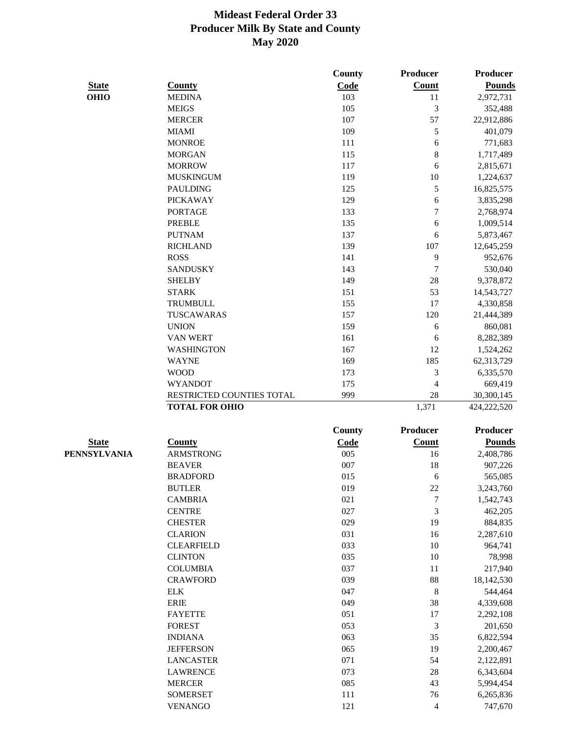# Mideast Federal Order 33
## Producer Milk By State and County
## May 2020

| State | County | County Code | Producer Count | Producer Pounds |
|---|---|---|---|---|
| **OHIO** | MEDINA | 103 | 11 | 2,972,731 |
| | MEIGS | 105 | 3 | 352,488 |
| | MERCER | 107 | 57 | 22,912,886 |
| | MIAMI | 109 | 5 | 401,079 |
| | MONROE | 111 | 6 | 771,683 |
| | MORGAN | 115 | 8 | 1,717,489 |
| | MORROW | 117 | 6 | 2,815,671 |
| | MUSKINGUM | 119 | 10 | 1,224,637 |
| | PAULDING | 125 | 5 | 16,825,575 |
| | PICKAWAY | 129 | 6 | 3,835,298 |
| | PORTAGE | 133 | 7 | 2,768,974 |
| | PREBLE | 135 | 6 | 1,009,514 |
| | PUTNAM | 137 | 6 | 5,873,467 |
| | RICHLAND | 139 | 107 | 12,645,259 |
| | ROSS | 141 | 9 | 952,676 |
| | SANDUSKY | 143 | 7 | 530,040 |
| | SHELBY | 149 | 28 | 9,378,872 |
| | STARK | 151 | 53 | 14,543,727 |
| | TRUMBULL | 155 | 17 | 4,330,858 |
| | TUSCAWARAS | 157 | 120 | 21,444,389 |
| | UNION | 159 | 6 | 860,081 |
| | VAN WERT | 161 | 6 | 8,282,389 |
| | WASHINGTON | 167 | 12 | 1,524,262 |
| | WAYNE | 169 | 185 | 62,313,729 |
| | WOOD | 173 | 3 | 6,335,570 |
| | WYANDOT | 175 | 4 | 669,419 |
| | RESTRICTED COUNTIES TOTAL | 999 | 28 | 30,300,145 |
| | **TOTAL FOR OHIO** | | 1,371 | 424,222,520 |

| State | County | County Code | Producer Count | Producer Pounds |
|---|---|---|---|---|
| **PENNSYLVANIA** | ARMSTRONG | 005 | 16 | 2,408,786 |
| | BEAVER | 007 | 18 | 907,226 |
| | BRADFORD | 015 | 6 | 565,085 |
| | BUTLER | 019 | 22 | 3,243,760 |
| | CAMBRIA | 021 | 7 | 1,542,743 |
| | CENTRE | 027 | 3 | 462,205 |
| | CHESTER | 029 | 19 | 884,835 |
| | CLARION | 031 | 16 | 2,287,610 |
| | CLEARFIELD | 033 | 10 | 964,741 |
| | CLINTON | 035 | 10 | 78,998 |
| | COLUMBIA | 037 | 11 | 217,940 |
| | CRAWFORD | 039 | 88 | 18,142,530 |
| | ELK | 047 | 8 | 544,464 |
| | ERIE | 049 | 38 | 4,339,608 |
| | FAYETTE | 051 | 17 | 2,292,108 |
| | FOREST | 053 | 3 | 201,650 |
| | INDIANA | 063 | 35 | 6,822,594 |
| | JEFFERSON | 065 | 19 | 2,200,467 |
| | LANCASTER | 071 | 54 | 2,122,891 |
| | LAWRENCE | 073 | 28 | 6,343,604 |
| | MERCER | 085 | 43 | 5,994,454 |
| | SOMERSET | 111 | 76 | 6,265,836 |
| | VENANGO | 121 | 4 | 747,670 |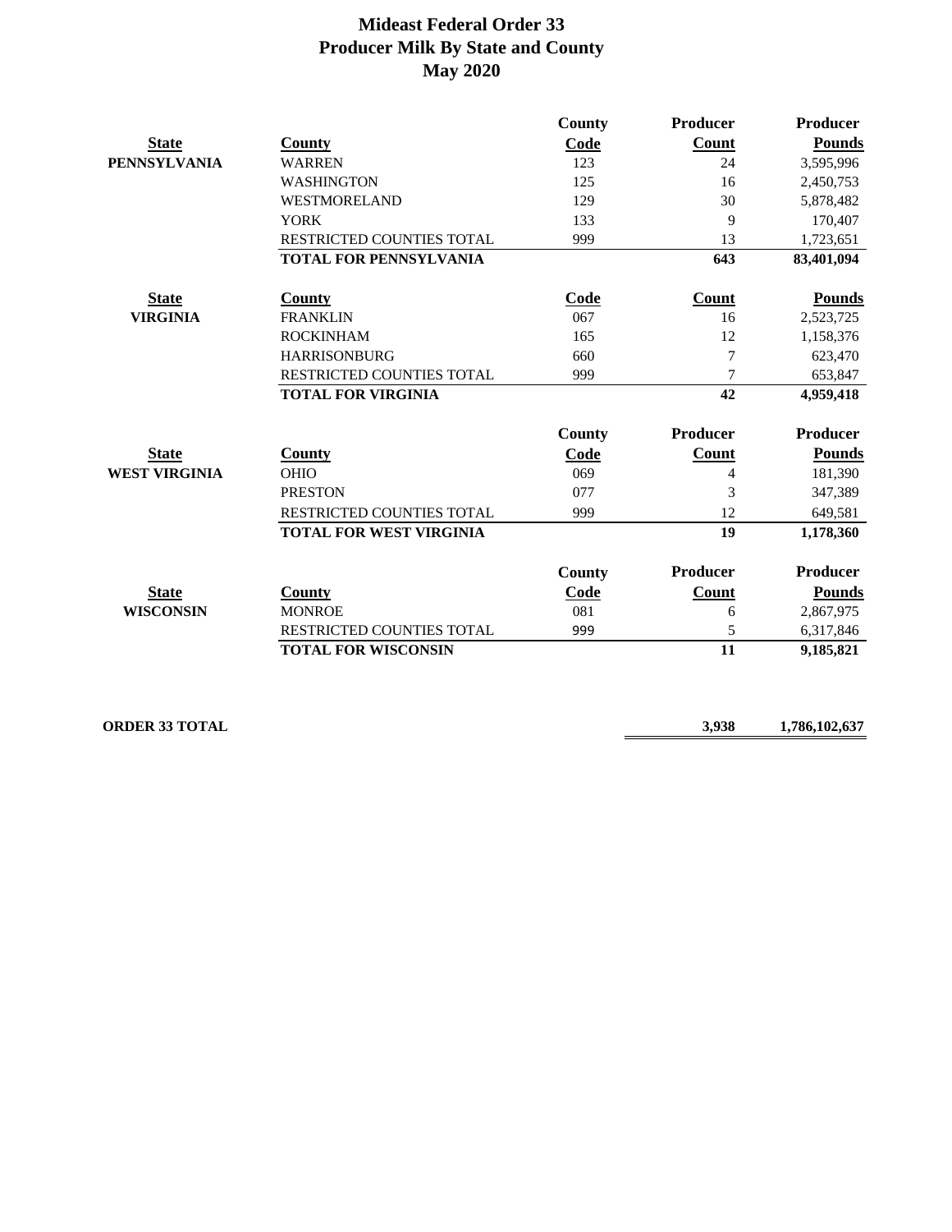# Mideast Federal Order 33
## Producer Milk By State and County
## May 2020

| State | County | County Code | Producer Count | Producer Pounds |
|---|---|---|---|---|
| **PENNSYLVANIA** | WARREN | 123 | 24 | 3,595,996 |
| | WASHINGTON | 125 | 16 | 2,450,753 |
| | WESTMORELAND | 129 | 30 | 5,878,482 |
| | YORK | 133 | 9 | 170,407 |
| | RESTRICTED COUNTIES TOTAL | 999 | 13 | 1,723,651 |
| | **TOTAL FOR PENNSYLVANIA** | | **643** | **83,401,094** |

| State | County | Code | Count | Pounds |
|---|---|---|---|---|
| **VIRGINIA** | FRANKLIN | 067 | 16 | 2,523,725 |
| | ROCKINHAM | 165 | 12 | 1,158,376 |
| | HARRISONBURG | 660 | 7 | 623,470 |
| | RESTRICTED COUNTIES TOTAL | 999 | 7 | 653,847 |
| | **TOTAL FOR VIRGINIA** | | **42** | **4,959,418** |

| State | County | County Code | Producer Count | Producer Pounds |
|---|---|---|---|---|
| **WEST VIRGINIA** | OHIO | 069 | 4 | 181,390 |
| | PRESTON | 077 | 3 | 347,389 |
| | RESTRICTED COUNTIES TOTAL | 999 | 12 | 649,581 |
| | **TOTAL FOR WEST VIRGINIA** | | **19** | **1,178,360** |

| State | County | County Code | Producer Count | Producer Pounds |
|---|---|---|---|---|
| **WISCONSIN** | MONROE | 081 | 6 | 2,867,975 |
| | RESTRICTED COUNTIES TOTAL | 999 | 5 | 6,317,846 |
| | **TOTAL FOR WISCONSIN** | | **11** | **9,185,821** |

| | | | | |
|---|---|---|---|---|
| **ORDER 33 TOTAL** | | | **3,938** | **1,786,102,637** |